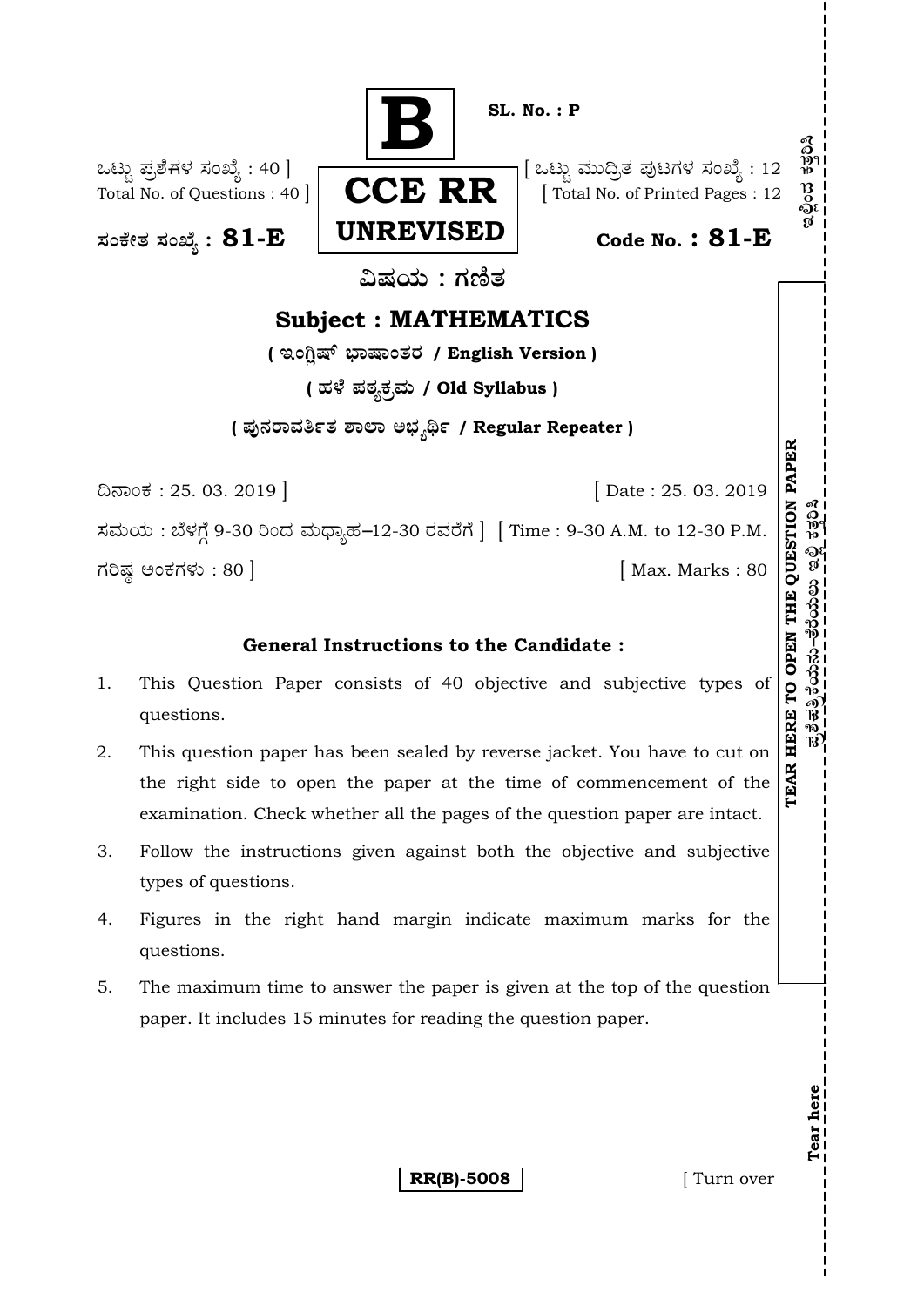**B**

**SL. No. : P**

ಒಟ್ಟು ಪ್ರಶೆಗಳ ಸಂಖ್ಯೆ : 40 ]
Total No. of Questions : 40 ]

[ ಒಟ್ಟು ಮುದ್ರಿತ ಪುಟಗಳ ಸಂಖ್ಯೆ : 12
[ Total No. of Printed Pages : 12

**CCE RR**
**UNREVISED**

ಸಂಕೇತ ಸಂಖ್ಯೆ : **81-E**

**Code No. : 81-E**

## ವಿಷಯ : ಗಣಿತ

## Subject : MATHEMATICS

**( ಇಂಗ್ಲಿಷ್ ಭಾಷಾಂತರ / English Version )**

**( ಹಳೆ ಪಠ್ಯಕ್ರಮ / Old Syllabus )**

**( ಪುನರಾವರ್ತಿತ ಶಾಲಾ ಅಭ್ಯರ್ಥಿ / Regular Repeater )**

ದಿನಾಂಕ : 25. 03. 2019 ] [ Date : 25. 03. 2019

ಸಮಯ : ಬೆಳಗ್ಗೆ 9-30 ರಿಂದ ಮಧ್ಯಾಹ–12-30 ರವರೆಗೆ ] [ Time : 9-30 A.M. to 12-30 P.M.

ಗರಿಷ್ಠ ಅಂಕಗಳು : 80 ] [ Max. Marks : 80

**TEAR HERE TO OPEN THE QUESTION PAPER**

### General Instructions to the Candidate :

1. This Question Paper consists of 40 objective and subjective types of questions.

2. This question paper has been sealed by reverse jacket. You have to cut on the right side to open the paper at the time of commencement of the examination. Check whether all the pages of the question paper are intact.

3. Follow the instructions given against both the objective and subjective types of questions.

4. Figures in the right hand margin indicate maximum marks for the questions.

5. The maximum time to answer the paper is given at the top of the question paper. It includes 15 minutes for reading the question paper.

**RR(B)-5008**

[ Turn over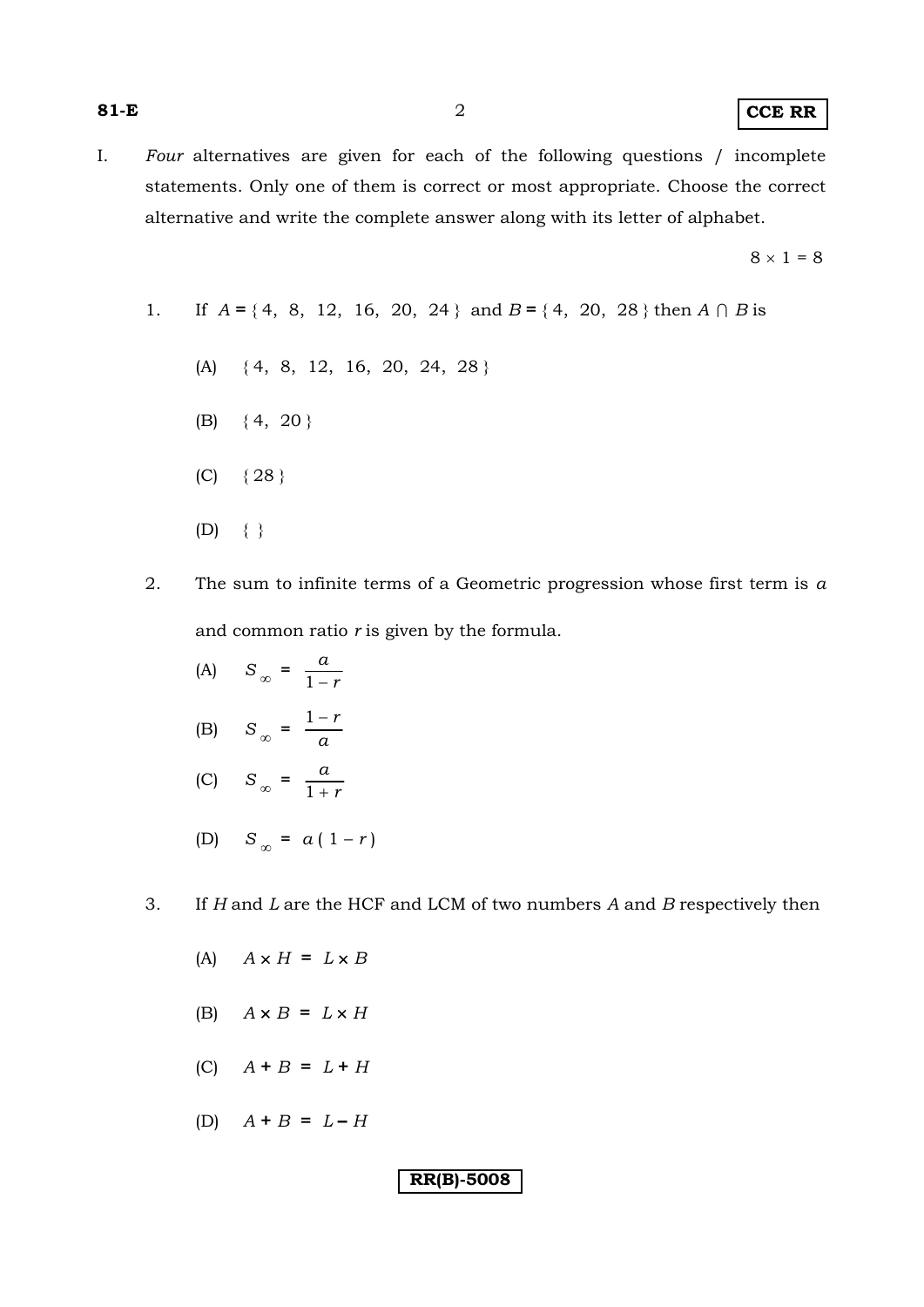I. *Four* alternatives are given for each of the following questions / incomplete statements. Only one of them is correct or most appropriate. Choose the correct alternative and write the complete answer along with its letter of alphabet.

$8 \times 1 = 8$

1. If $A = \{ 4, 8, 12, 16, 20, 24 \}$ and $B = \{ 4, 20, 28 \}$ then $A \cap B$ is

   (A) $\{ 4, 8, 12, 16, 20, 24, 28 \}$

   (B) $\{ 4, 20 \}$

   (C) $\{ 28 \}$

   (D) $\{ \}$

2. The sum to infinite terms of a Geometric progression whose first term is $a$ and common ratio $r$ is given by the formula.

   (A) $S_{\infty} = \dfrac{a}{1-r}$

   (B) $S_{\infty} = \dfrac{1-r}{a}$

   (C) $S_{\infty} = \dfrac{a}{1+r}$

   (D) $S_{\infty} = a(1-r)$

3. If $H$ and $L$ are the HCF and LCM of two numbers $A$ and $B$ respectively then

   (A) $A \times H = L \times B$

   (B) $A \times B = L \times H$

   (C) $A + B = L + H$

   (D) $A + B = L - H$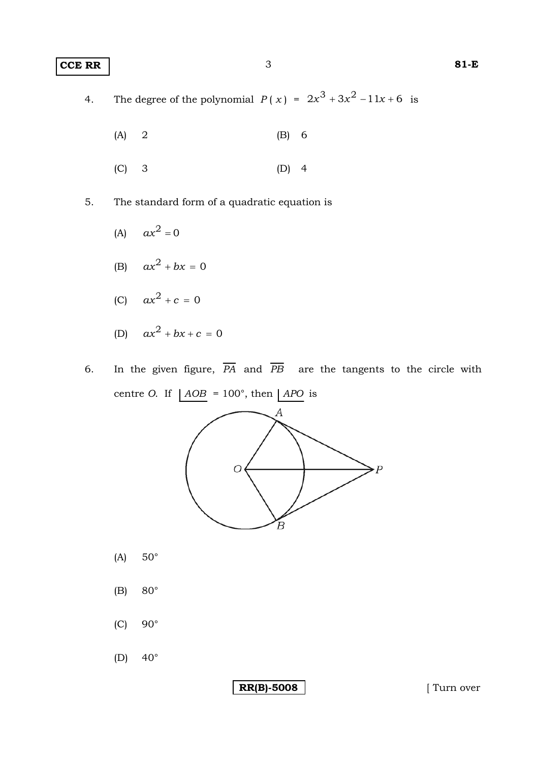4. The degree of the polynomial $P(x) = 2x^3 + 3x^2 - 11x + 6$ is

   (A) 2 (B) 6

   (C) 3 (D) 4

5. The standard form of a quadratic equation is

   (A) $ax^2 = 0$

   (B) $ax^2 + bx = 0$

   (C) $ax^2 + c = 0$

   (D) $ax^2 + bx + c = 0$

6. In the given figure, $\overline{PA}$ and $\overline{PB}$ are the tangents to the circle with centre $O$. If $\angle AOB = 100°$, then $\angle APO$ is

   (A) 50°

   (B) 80°

   (C) 90°

   (D) 40°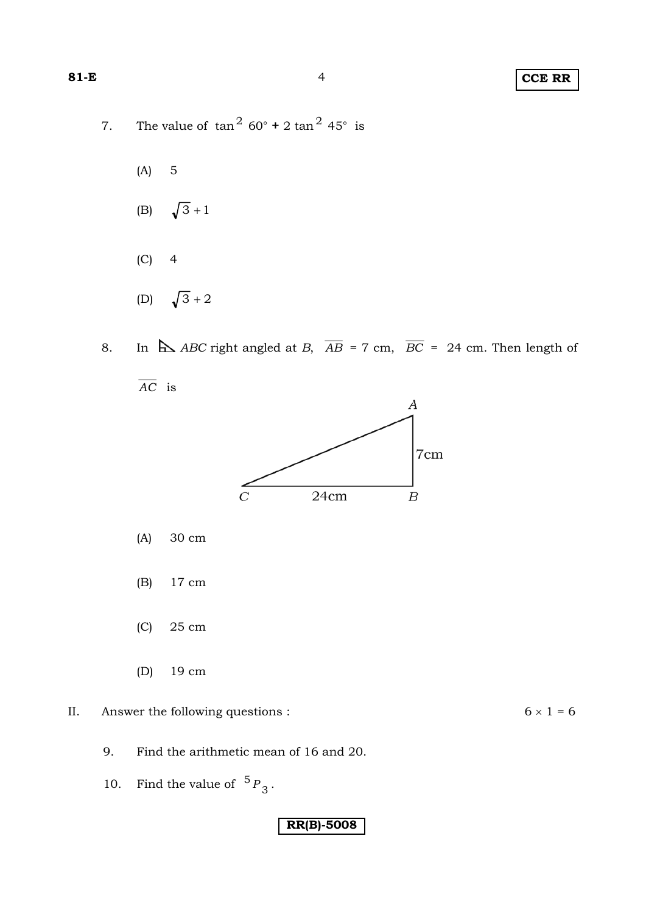7. The value of $\tan^2 60° + 2 \tan^2 45°$ is

   (A) 5

   (B) $\sqrt{3}+1$

   (C) 4

   (D) $\sqrt{3}+2$

8. In $\triangle ABC$ right angled at $B$, $\overline{AB}$ = 7 cm, $\overline{BC}$ = 24 cm. Then length of $\overline{AC}$ is

   (A) 30 cm

   (B) 17 cm

   (C) 25 cm

   (D) 19 cm

II. Answer the following questions : $6 \times 1 = 6$

9. Find the arithmetic mean of 16 and 20.

10. Find the value of ${}^{5}P_{3}$.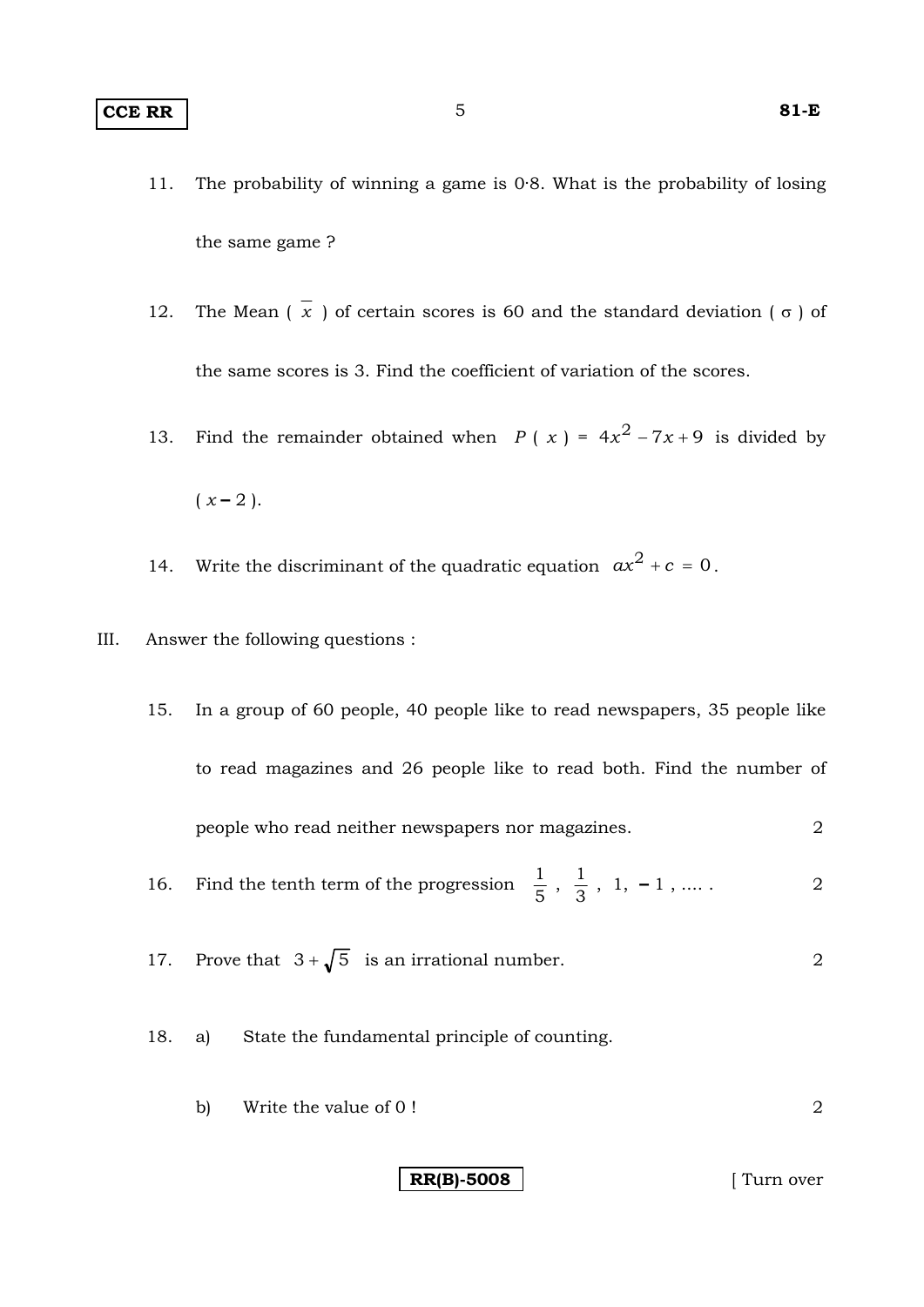11. The probability of winning a game is 0·8. What is the probability of losing the same game ?

12. The Mean ( $\overline{x}$ ) of certain scores is 60 and the standard deviation ( $\sigma$ ) of the same scores is 3. Find the coefficient of variation of the scores.

13. Find the remainder obtained when $P(x) = 4x^2 - 7x + 9$ is divided by $(x - 2)$.

14. Write the discriminant of the quadratic equation $ax^2 + c = 0$.

III. Answer the following questions :

15. In a group of 60 people, 40 people like to read newspapers, 35 people like to read magazines and 26 people like to read both. Find the number of people who read neither newspapers nor magazines. 2

16. Find the tenth term of the progression $\frac{1}{5}$, $\frac{1}{3}$, 1, $-1$, .... . 2

17. Prove that $3 + \sqrt{5}$ is an irrational number. 2

18. a) State the fundamental principle of counting.

    b) Write the value of 0 ! 2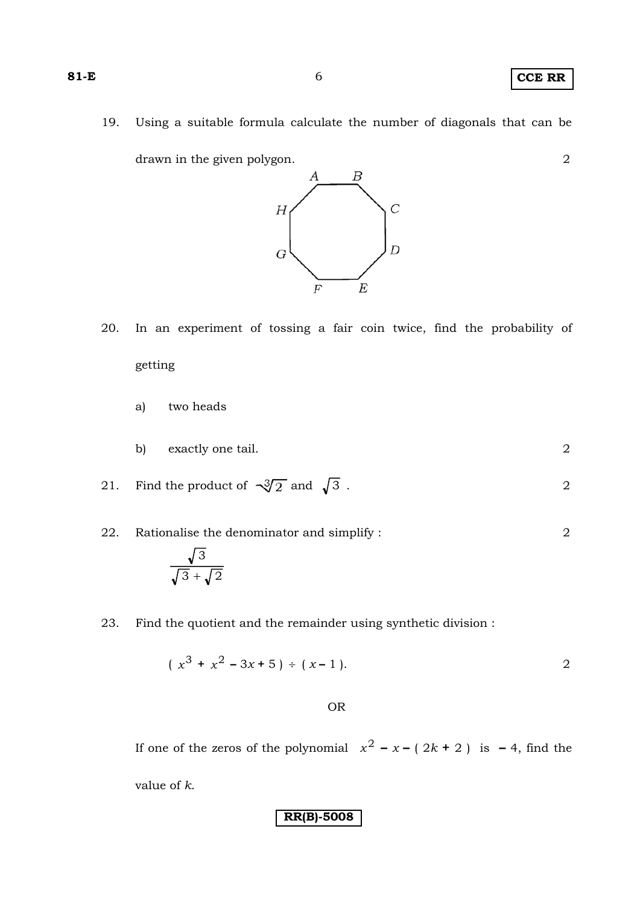19. Using a suitable formula calculate the number of diagonals that can be drawn in the given polygon. 2

A B
H C
G D
F E

20. In an experiment of tossing a fair coin twice, find the probability of getting

a) two heads

b) exactly one tail. 2

21. Find the product of $\sqrt[3]{2}$ and $\sqrt{3}$ . 2

22. Rationalise the denominator and simplify : 2

$$\frac{\sqrt{3}}{\sqrt{3}+\sqrt{2}}$$

23. Find the quotient and the remainder using synthetic division :

$$( x^3 + x^2 - 3x + 5 ) \div ( x - 1 ).$$ 2

OR

If one of the zeros of the polynomial $x^2 - x - ( 2k + 2 )$ is $-4$, find the value of $k$.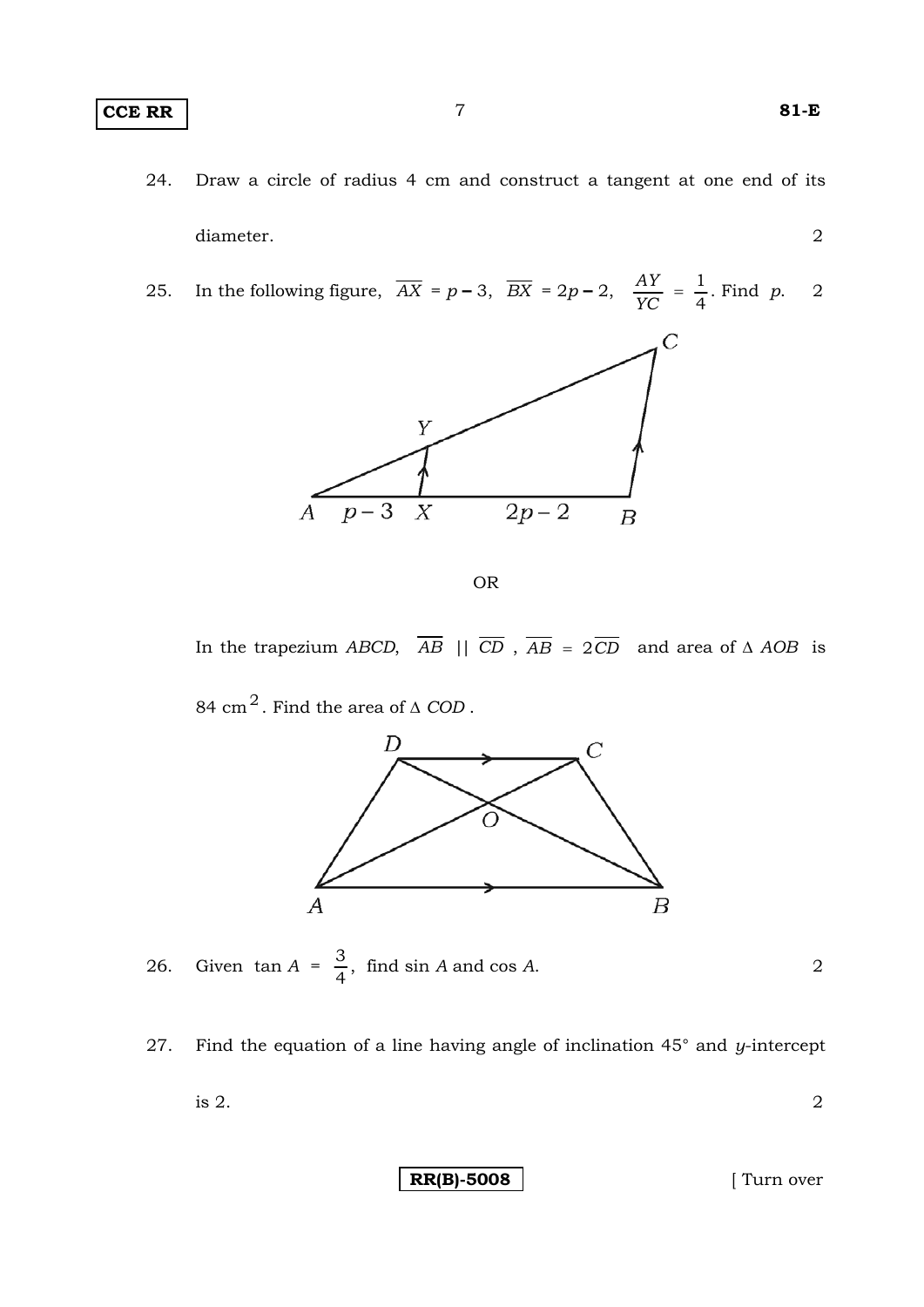24. Draw a circle of radius 4 cm and construct a tangent at one end of its diameter. 2

25. In the following figure, $\overline{AX} = p - 3$, $\overline{BX} = 2p - 2$, $\frac{AY}{YC} = \frac{1}{4}$. Find $p$. 2

OR

In the trapezium $ABCD$, $\overline{AB} \parallel \overline{CD}$, $\overline{AB} = 2\overline{CD}$ and area of $\Delta\ AOB$ is $84\ \text{cm}^2$. Find the area of $\Delta\ COD$.

26. Given $\tan A = \frac{3}{4}$, find $\sin A$ and $\cos A$. 2

27. Find the equation of a line having angle of inclination $45°$ and $y$-intercept is 2. 2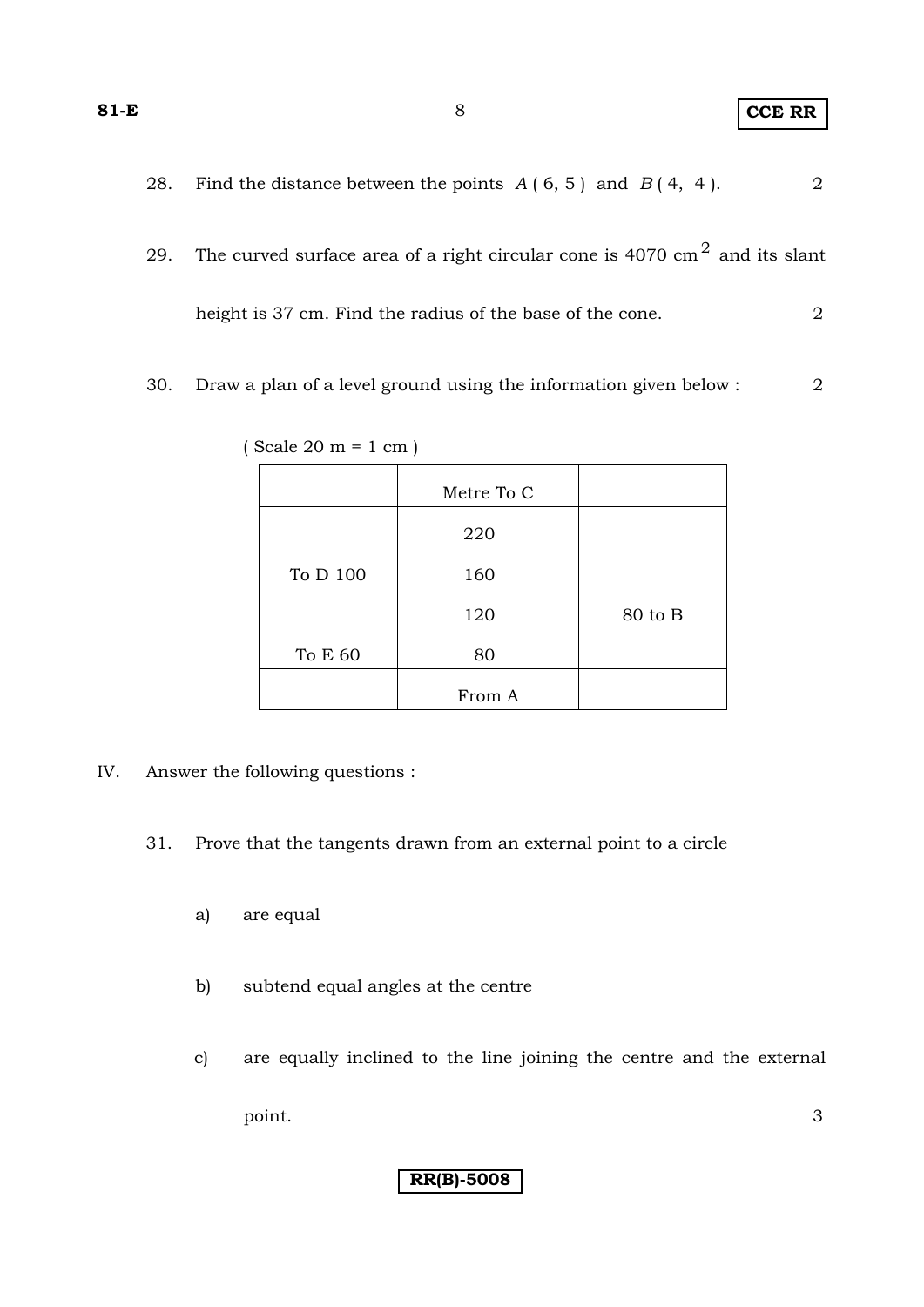28. Find the distance between the points $A(6, 5)$ and $B(4, 4)$. 2

29. The curved surface area of a right circular cone is 4070 $cm^2$ and its slant height is 37 cm. Find the radius of the base of the cone. 2

30. Draw a plan of a level ground using the information given below : 2

( Scale 20 m = 1 cm )

| | Metre To C | |
|---|---|---|
| | 220 | |
| To D 100 | 160 | |
| | 120 | 80 to B |
| To E 60 | 80 | |
| | From A | |

IV. Answer the following questions :

31. Prove that the tangents drawn from an external point to a circle

 a) are equal

 b) subtend equal angles at the centre

 c) are equally inclined to the line joining the centre and the external point. 3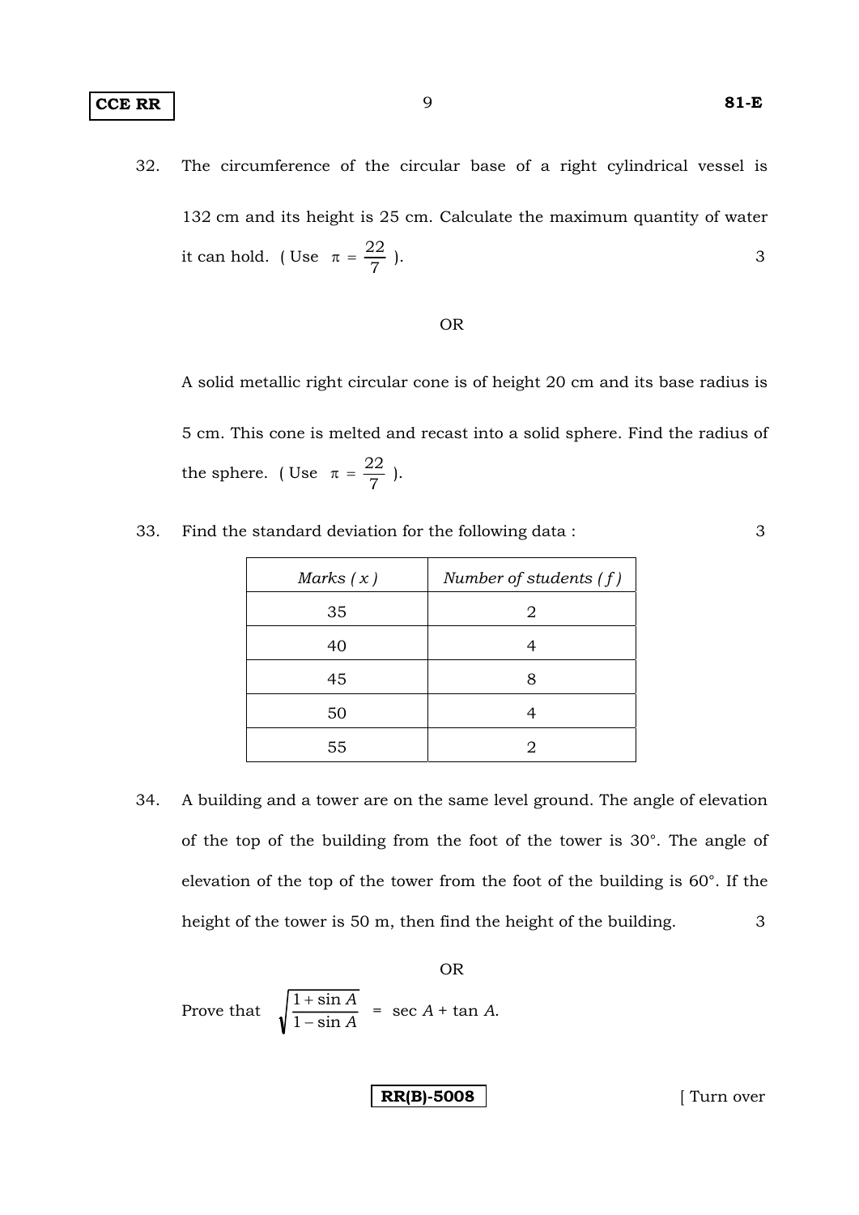32. The circumference of the circular base of a right cylindrical vessel is 132 cm and its height is 25 cm. Calculate the maximum quantity of water it can hold. ( Use $\pi = \frac{22}{7}$ ). 3

OR

A solid metallic right circular cone is of height 20 cm and its base radius is 5 cm. This cone is melted and recast into a solid sphere. Find the radius of the sphere. ( Use $\pi = \frac{22}{7}$ ).

33. Find the standard deviation for the following data : 3

| *Marks ( x )* | *Number of students ( f )* |
|---|---|
| 35 | 2 |
| 40 | 4 |
| 45 | 8 |
| 50 | 4 |
| 55 | 2 |

34. A building and a tower are on the same level ground. The angle of elevation of the top of the building from the foot of the tower is 30°. The angle of elevation of the top of the tower from the foot of the building is 60°. If the height of the tower is 50 m, then find the height of the building. 3

OR

Prove that $\sqrt{\frac{1 + \sin A}{1 - \sin A}} = \sec A + \tan A$.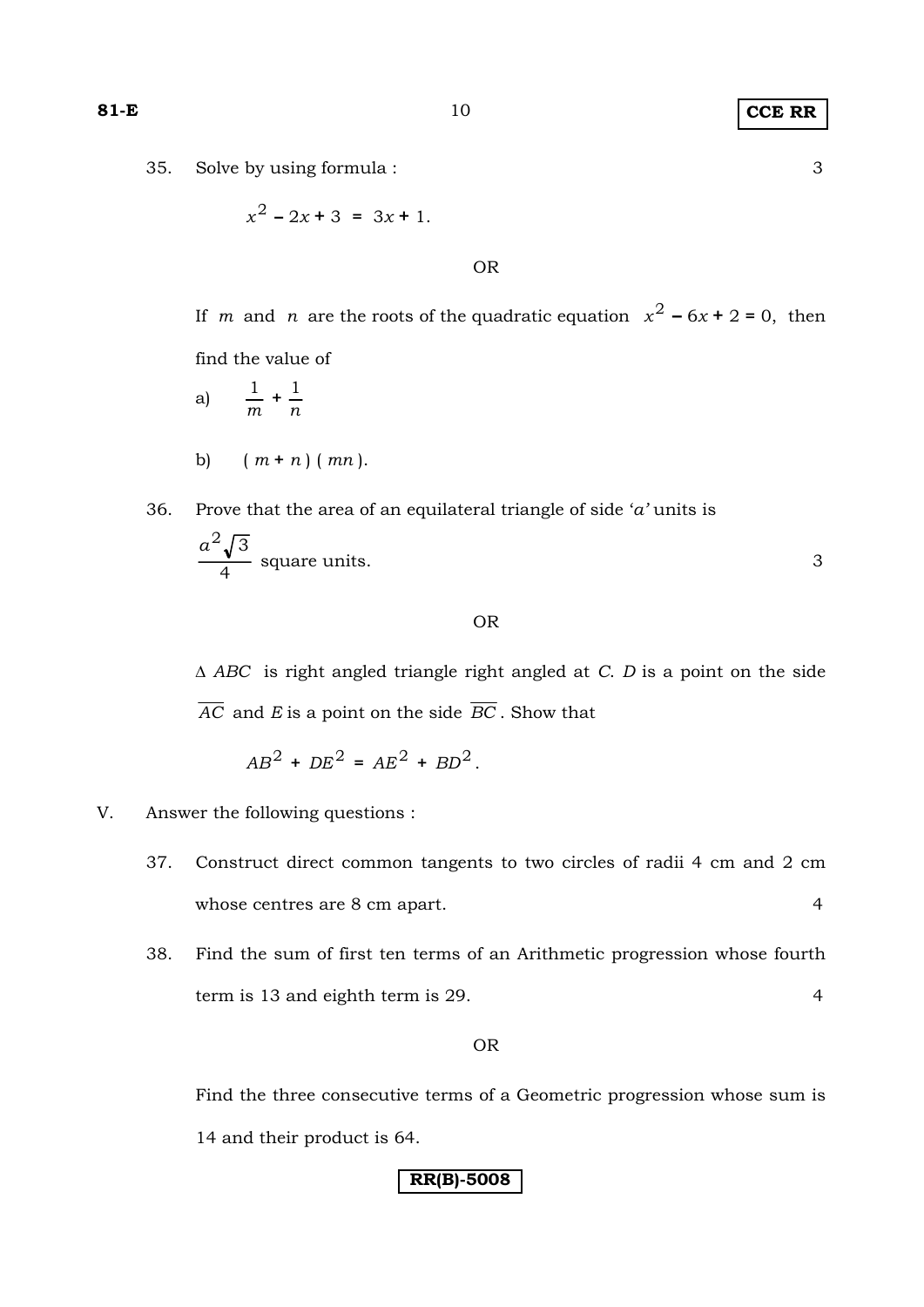35. Solve by using formula : 3

$$x^2 - 2x + 3 = 3x + 1.$$

OR

If $m$ and $n$ are the roots of the quadratic equation $x^2 - 6x + 2 = 0$, then find the value of

a) $\frac{1}{m} + \frac{1}{n}$

b) $(m + n)(mn)$.

36. Prove that the area of an equilateral triangle of side '$a$' units is $\frac{a^2\sqrt{3}}{4}$ square units. 3

OR

$\Delta ABC$ is right angled triangle right angled at $C$. $D$ is a point on the side $\overline{AC}$ and $E$ is a point on the side $\overline{BC}$. Show that

$$AB^2 + DE^2 = AE^2 + BD^2.$$

V. Answer the following questions :

37. Construct direct common tangents to two circles of radii 4 cm and 2 cm whose centres are 8 cm apart. 4

38. Find the sum of first ten terms of an Arithmetic progression whose fourth term is 13 and eighth term is 29. 4

OR

Find the three consecutive terms of a Geometric progression whose sum is 14 and their product is 64.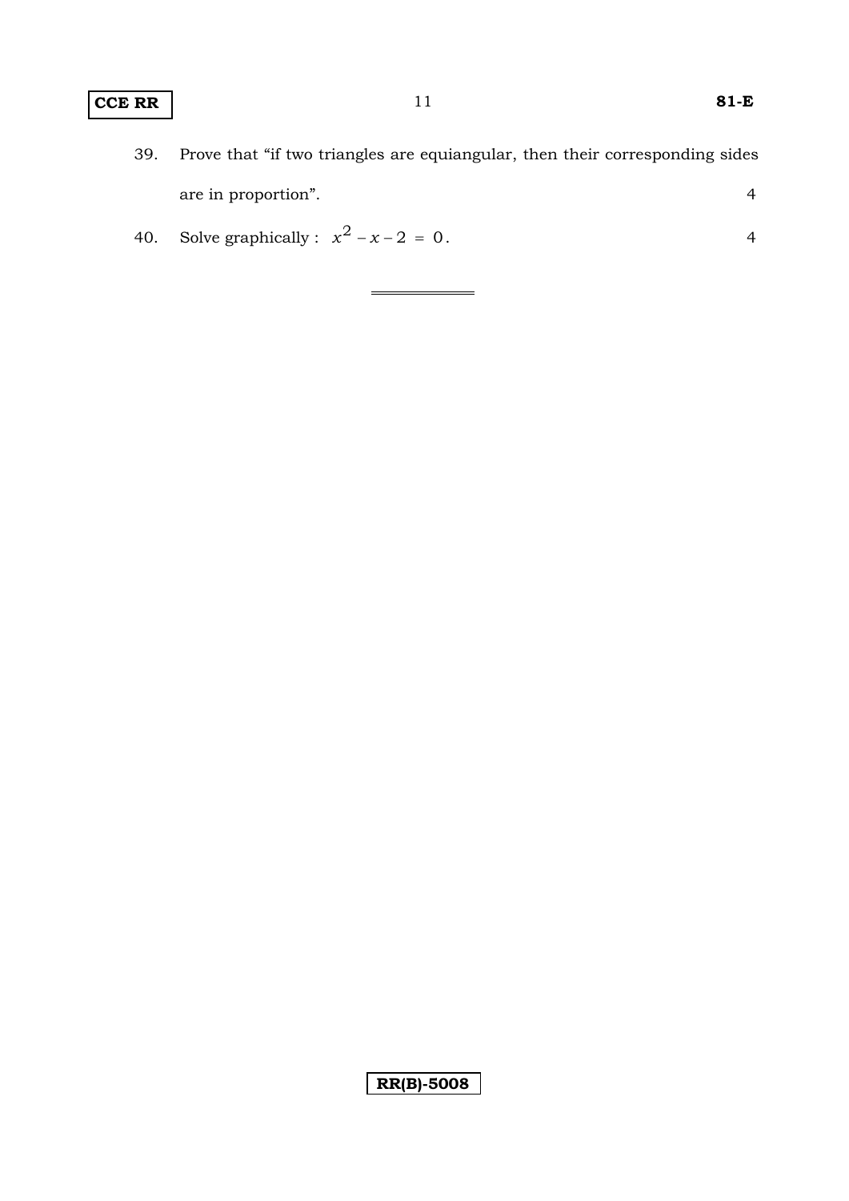39. Prove that "if two triangles are equiangular, then their corresponding sides are in proportion". 4

40. Solve graphically : $x^2 - x - 2 = 0$. 4